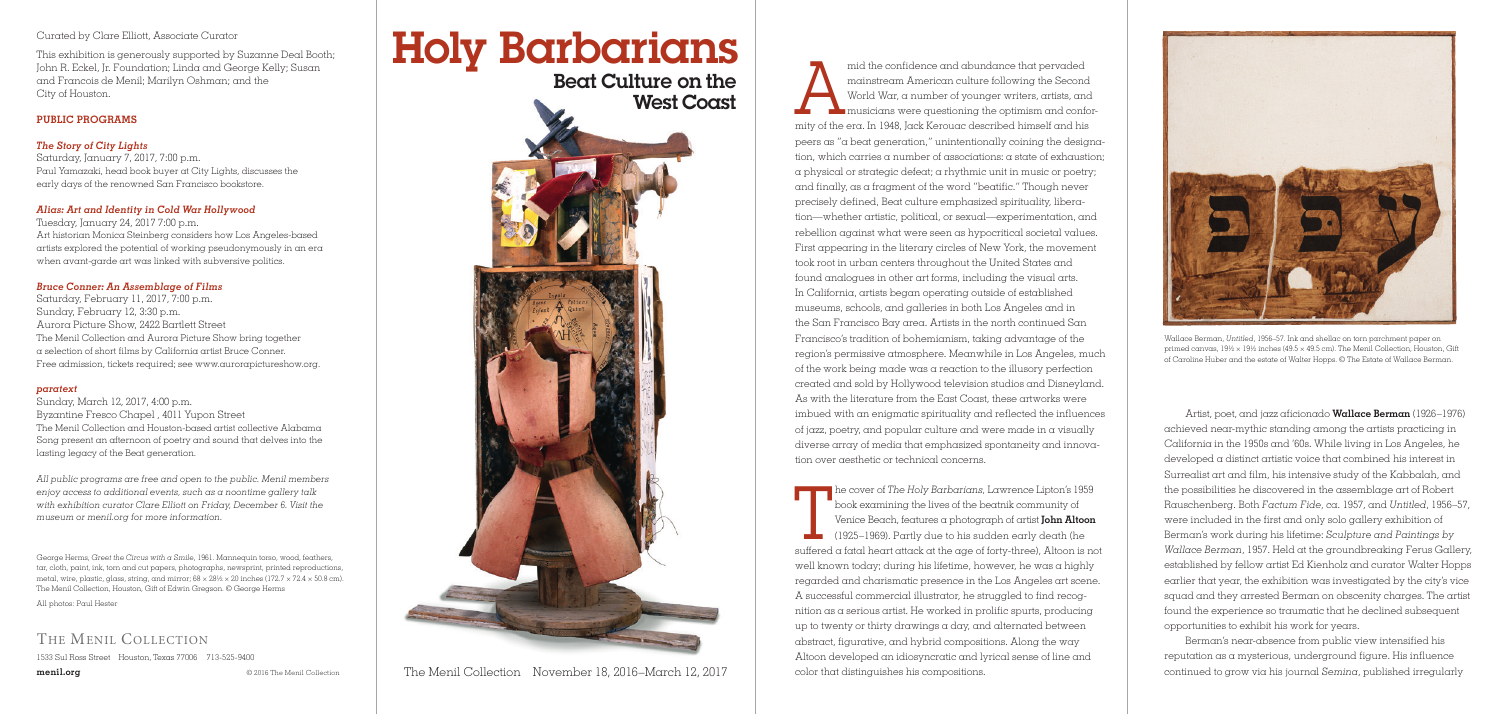# Holy Barbarians

## Beat Culture on the West Coast

The Menil Collection November 18, 2016–March 12, 2017

Curated by Clare Elliott, Associate Curator

This exhibition is generously supported by Suzanne Deal Booth; John R. Eckel, Jr. Foundation; Linda and George Kelly; Susan and Francois de Menil; Marilyn Oshman; and the City of Houston.

### PUBLIC PROGRAMS

#### *The Story of City Lights*

Saturday, January 7, 2017, 7:00 p.m.
Paul Yamazaki, head book buyer at City Lights, discusses the early days of the renowned San Francisco bookstore.

#### *Alias: Art and Identity in Cold War Hollywood*

Tuesday, January 24, 2017 7:00 p.m.
Art historian Monica Steinberg considers how Los Angeles-based artists explored the potential of working pseudonymously in an era when avant-garde art was linked with subversive politics.

#### *Bruce Conner: An Assemblage of Films*

Saturday, February 11, 2017, 7:00 p.m.
Sunday, February 12, 3:30 p.m.
Aurora Picture Show, 2422 Bartlett Street
The Menil Collection and Aurora Picture Show bring together a selection of short films by California artist Bruce Conner. Free admission, tickets required; see www.aurorapictureshow.org.

#### *paratext*

Sunday, March 12, 2017, 4:00 p.m.
Byzantine Fresco Chapel , 4011 Yupon Street
The Menil Collection and Houston-based artist collective Alabama Song present an afternoon of poetry and sound that delves into the lasting legacy of the Beat generation.

*All public programs are free and open to the public. Menil members enjoy access to additional events, such as a noontime gallery talk with exhibition curator Clare Elliott on Friday, December 6. Visit the museum or menil.org for more information.*

George Herms, *Greet the Circus with a Smile*, 1961. Mannequin torso, wood, feathers, tar, cloth, paint, ink, torn and cut papers, photographs, newsprint, printed reproductions, metal, wire, plastic, glass, string, and mirror; 68 × 28½ × 20 inches (172.7 × 72.4 × 50.8 cm). The Menil Collection, Houston, Gift of Edwin Gregson. © George Herms

All photos: Paul Hester

THE MENIL COLLECTION
1533 Sul Ross Street Houston, Texas 77006 713-525-9400
**menil.org** © 2016 The Menil Collection

Amid the confidence and abundance that pervaded mainstream American culture following the Second World War, a number of younger writers, artists, and musicians were questioning the optimism and conformity of the era. In 1948, Jack Kerouac described himself and his peers as "a beat generation," unintentionally coining the designation, which carries a number of associations: a state of exhaustion; a physical or strategic defeat; a rhythmic unit in music or poetry; and finally, as a fragment of the word "beatific." Though never precisely defined, Beat culture emphasized spirituality, liberation—whether artistic, political, or sexual—experimentation, and rebellion against what were seen as hypocritical societal values. First appearing in the literary circles of New York, the movement took root in urban centers throughout the United States and found analogues in other art forms, including the visual arts. In California, artists began operating outside of established museums, schools, and galleries in both Los Angeles and in the San Francisco Bay area. Artists in the north continued San Francisco's tradition of bohemianism, taking advantage of the region's permissive atmosphere. Meanwhile in Los Angeles, much of the work being made was a reaction to the illusory perfection created and sold by Hollywood television studios and Disneyland. As with the literature from the East Coast, these artworks were imbued with an enigmatic spirituality and reflected the influences of jazz, poetry, and popular culture and were made in a visually diverse array of media that emphasized spontaneity and innovation over aesthetic or technical concerns.

The cover of *The Holy Barbarians*, Lawrence Lipton's 1959 book examining the lives of the beatnik community of Venice Beach, features a photograph of artist **John Altoon** (1925–1969). Partly due to his sudden early death (he suffered a fatal heart attack at the age of forty-three), Altoon is not well known today; during his lifetime, however, he was a highly regarded and charismatic presence in the Los Angeles art scene. A successful commercial illustrator, he struggled to find recognition as a serious artist. He worked in prolific spurts, producing up to twenty or thirty drawings a day, and alternated between abstract, figurative, and hybrid compositions. Along the way Altoon developed an idiosyncratic and lyrical sense of line and color that distinguishes his compositions.

Wallace Berman, *Untitled*, 1956–57. Ink and shellac on torn parchment paper on primed canvas, 19½ × 19½ inches (49.5 × 49.5 cm). The Menil Collection, Houston, Gift of Caroline Huber and the estate of Walter Hopps. © The Estate of Wallace Berman.

Artist, poet, and jazz aficionado **Wallace Berman** (1926–1976) achieved near-mythic standing among the artists practicing in California in the 1950s and '60s. While living in Los Angeles, he developed a distinct artistic voice that combined his interest in Surrealist art and film, his intensive study of the Kabbalah, and the possibilities he discovered in the assemblage art of Robert Rauschenberg. Both *Factum Fide*, ca. 1957, and *Untitled*, 1956–57, were included in the first and only solo gallery exhibition of Berman's work during his lifetime: *Sculpture and Paintings by Wallace Berman*, 1957. Held at the groundbreaking Ferus Gallery, established by fellow artist Ed Kienholz and curator Walter Hopps earlier that year, the exhibition was investigated by the city's vice squad and they arrested Berman on obscenity charges. The artist found the experience so traumatic that he declined subsequent opportunities to exhibit his work for years.

Berman's near-absence from public view intensified his reputation as a mysterious, underground figure. His influence continued to grow via his journal *Semina*, published irregularly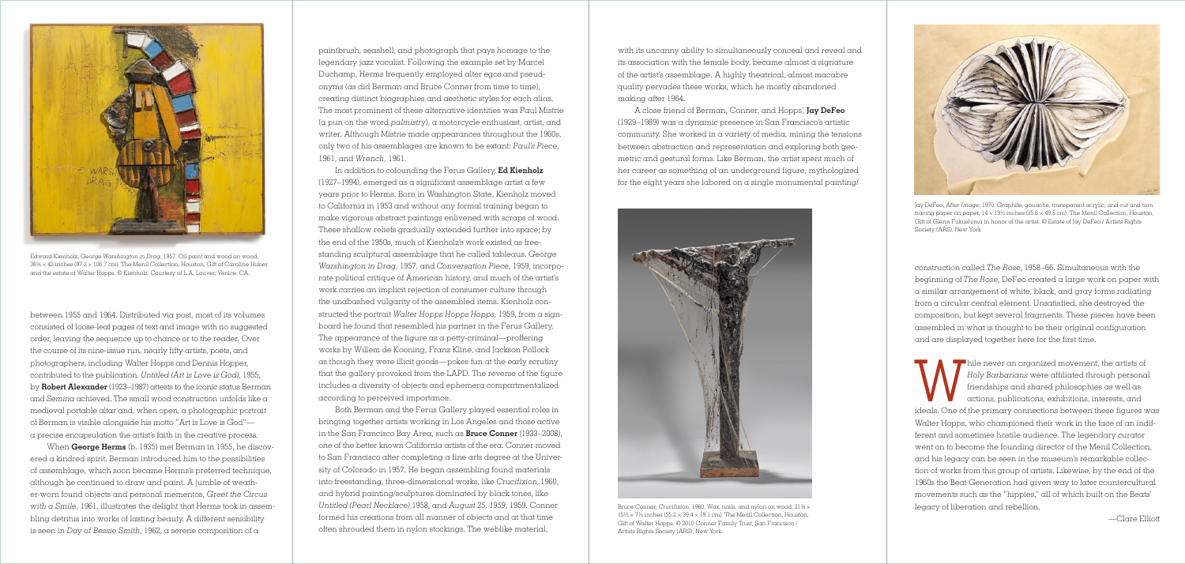Edward Kienholz, *George Warshington in Drag*, 1957. Oil paint and wood on wood, 38¼ × 42 inches (97.2 × 106.7 cm). The Menil Collection, Houston, Gift of Caroline Huber and the estate of Walter Hopps. © Kienholz. Courtesy of L.A. Louver, Venice, CA.

between 1955 and 1964. Distributed via post, most of its volumes consisted of loose-leaf pages of text and image with no suggested order, leaving the sequence up to chance or to the reader. Over the course of its nine-issue run, nearly fifty artists, poets, and photographers, including Walter Hopps and Dennis Hopper, contributed to the publication. *Untitled (Art is Love is God)*, 1955, by **Robert Alexander** (1923–1987) attests to the iconic status Berman and *Semina* achieved. The small wood construction unfolds like a medieval portable altar and, when open, a photographic portrait of Berman is visible alongside his motto "Art is Love is God"—a precise encapsulation the artist's faith in the creative process.

When **George Herms** (b. 1935) met Berman in 1955, he discovered a kindred spirit. Berman introduced him to the possibilities of assemblage, which soon became Herms's preferred technique, although he continued to draw and paint. A jumble of weather-worn found objects and personal mementos, *Greet the Circus with a Smile*, 1961, illustrates the delight that Herms took in assembling detritus into works of lasting beauty. A different sensibility is seen in *Day of Bessie Smith*, 1962, a serene composition of a paintbrush, seashell, and photograph that pays homage to the legendary jazz vocalist. Following the example set by Marcel Duchamp, Herms frequently employed alter egos and pseudonyms (as did Berman and Bruce Conner from time to time), creating distinct biographies and aesthetic styles for each alias. The most prominent of these alternative identities was Paul Mistrie (a pun on the word *palmistry*), a motorcycle enthusiast, artist, and writer. Although Mistrie made appearances throughout the 1960s, only two of his assemblages are known to be extant: *Paul's Piece*, 1961, and *Wrench*, 1961.

In addition to cofounding the Ferus Gallery, **Ed Kienholz** (1927–1994), emerged as a significant assemblage artist a few years prior to Herms. Born in Washington State, Kienholz moved to California in 1953 and without any formal training began to make vigorous abstract paintings enlivened with scraps of wood. These shallow reliefs gradually extended further into space; by the end of the 1950s, much of Kienholz's work existed as freestanding sculptural assemblage that he called tableaus. *George Warshington in Drag*, 1957, and *Conversation Piece*, 1959, incorporate political critique of American history, and much of the artist's work carries an implicit rejection of consumer culture through the unabashed vulgarity of the assembled items. Kienholz constructed the portrait *Walter Hopps Hopps Hopps*, 1959, from a signboard he found that resembled his partner in the Ferus Gallery. The appearance of the figure as a petty-criminal—proffering works by Willem de Kooning, Franz Kline, and Jackson Pollock as though they were illicit goods—pokes fun at the early scrutiny that the gallery provoked from the LAPD. The reverse of the figure includes a diversity of objects and ephemera compartmentalized according to perceived importance.

Both Berman and the Ferus Gallery played essential roles in bringing together artists working in Los Angeles and those active in the San Francisco Bay Area, such as **Bruce Conner** (1933–2008), one of the better known California artists of the era. Conner moved to San Francisco after completing a fine arts degree at the University of Colorado in 1957. He began assembling found materials into freestanding, three-dimensional works, like *Crucifixion*, 1960, and hybrid painting/sculptures dominated by black tones, like *Untitled (Pearl Necklace)*,1958, and *August 25, 1959*, 1959. Conner formed his creations from all manner of objects and at that time often shrouded them in nylon stockings. The weblike material, with its uncanny ability to simultaneously conceal and reveal and its association with the female body, became almost a signature of the artist's assemblage. A highly theatrical, almost macabre quality pervades these works, which he mostly abandoned making after 1964.

A close friend of Berman, Conner, and Hopps, **Jay DeFeo** (1929–1989) was a dynamic presence in San Francisco's artistic community. She worked in a variety of media, mining the tensions between abstraction and representation and exploring both geometric and gestural forms. Like Berman, the artist spent much of her career as something of an underground figure, mythologized for the eight years she labored on a single monumental painting/construction called *The Rose*, 1958–66. Simultaneous with the beginning of *The Rose*, DeFeo created a large work on paper with a similar arrangement of white, black, and gray forms radiating from a circular central element. Unsatisfied, she destroyed the composition, but kept several fragments. These pieces have been assembled in what is thought to be their original configuration and are displayed together here for the first time.

Bruce Conner, *Crucifixion*, 1960. Wax, nails, and nylon on wood, 21¾ × 15½ × 7½ inches (55.2 × 39.4 × 19.1 cm). The Menil Collection, Houston, Gift of Walter Hopps. © 2010 Conner Family Trust, San Francisco / Artists Rights Society (ARS), New York

Jay DeFeo, *After Image*, 1970. Graphite, gouache, transparent acrylic, and cut and torn tracing paper on paper, 14 × 19½ inches (35.6 × 49.5 cm). The Menil Collection, Houston, Gift of Glenn Fukushima in honor of the artist. © Estate of Jay DeFeo / Artists Rights Society (ARS), New York

While never an organized movement, the artists of *Holy Barbarians* were affiliated through personal friendships and shared philosophies as well as actions, publications, exhibitions, interests, and ideals. One of the primary connections between these figures was Walter Hopps, who championed their work in the face of an indifferent and sometimes hostile audience. The legendary curator went on to become the founding director of the Menil Collection, and his legacy can be seen in the museum's remarkable collection of works from this group of artists. Likewise, by the end of the 1960s the Beat Generation had given way to later countercultural movements such as the "hippies," all of which built on the Beats' legacy of liberation and rebellion.

—Clare Elliott